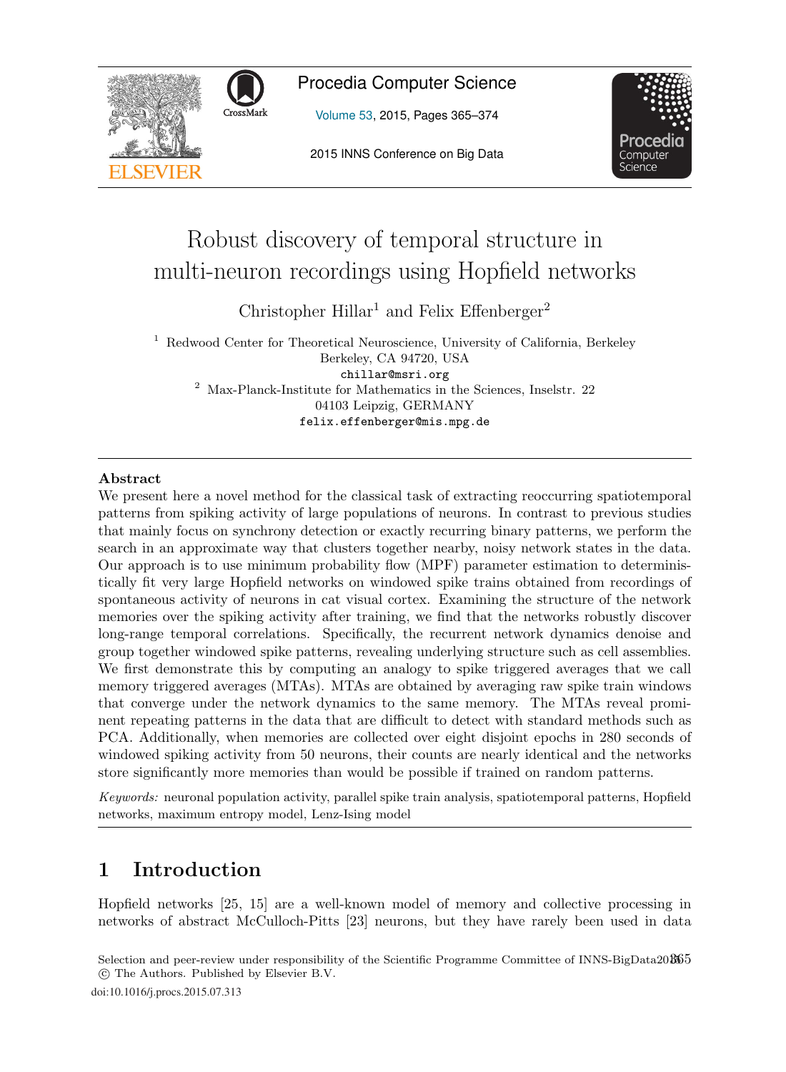# Robust discovery of temporal structure in multi-neuron recordings using Hopfield networks

Christopher Hillar[1] and Felix Effenberger[2]

[1] Redwood Center for Theoretical Neuroscience, University of California, Berkeley
Berkeley, CA 94720, USA
chillar@msri.org

[2] Max-Planck-Institute for Mathematics in the Sciences, Inselstr. 22
04103 Leipzig, GERMANY
felix.effenberger@mis.mpg.de

## Abstract

We present here a novel method for the classical task of extracting reoccurring spatiotemporal patterns from spiking activity of large populations of neurons. In contrast to previous studies that mainly focus on synchrony detection or exactly recurring binary patterns, we perform the search in an approximate way that clusters together nearby, noisy network states in the data. Our approach is to use minimum probability flow (MPF) parameter estimation to deterministically fit very large Hopfield networks on windowed spike trains obtained from recordings of spontaneous activity of neurons in cat visual cortex. Examining the structure of the network memories over the spiking activity after training, we find that the networks robustly discover long-range temporal correlations. Specifically, the recurrent network dynamics denoise and group together windowed spike patterns, revealing underlying structure such as cell assemblies. We first demonstrate this by computing an analogy to spike triggered averages that we call memory triggered averages (MTAs). MTAs are obtained by averaging raw spike train windows that converge under the network dynamics to the same memory. The MTAs reveal prominent repeating patterns in the data that are difficult to detect with standard methods such as PCA. Additionally, when memories are collected over eight disjoint epochs in 280 seconds of windowed spiking activity from 50 neurons, their counts are nearly identical and the networks store significantly more memories than would be possible if trained on random patterns.

*Keywords:* neuronal population activity, parallel spike train analysis, spatiotemporal patterns, Hopfield networks, maximum entropy model, Lenz-Ising model

## 1 Introduction

Hopfield networks [25, 15] are a well-known model of memory and collective processing in networks of abstract McCulloch-Pitts [23] neurons, but they have rarely been used in data

Selection and peer-review under responsibility of the Scientific Programme Committee of INNS-BigData2015
© The Authors. Published by Elsevier B.V.
doi:10.1016/j.procs.2015.07.313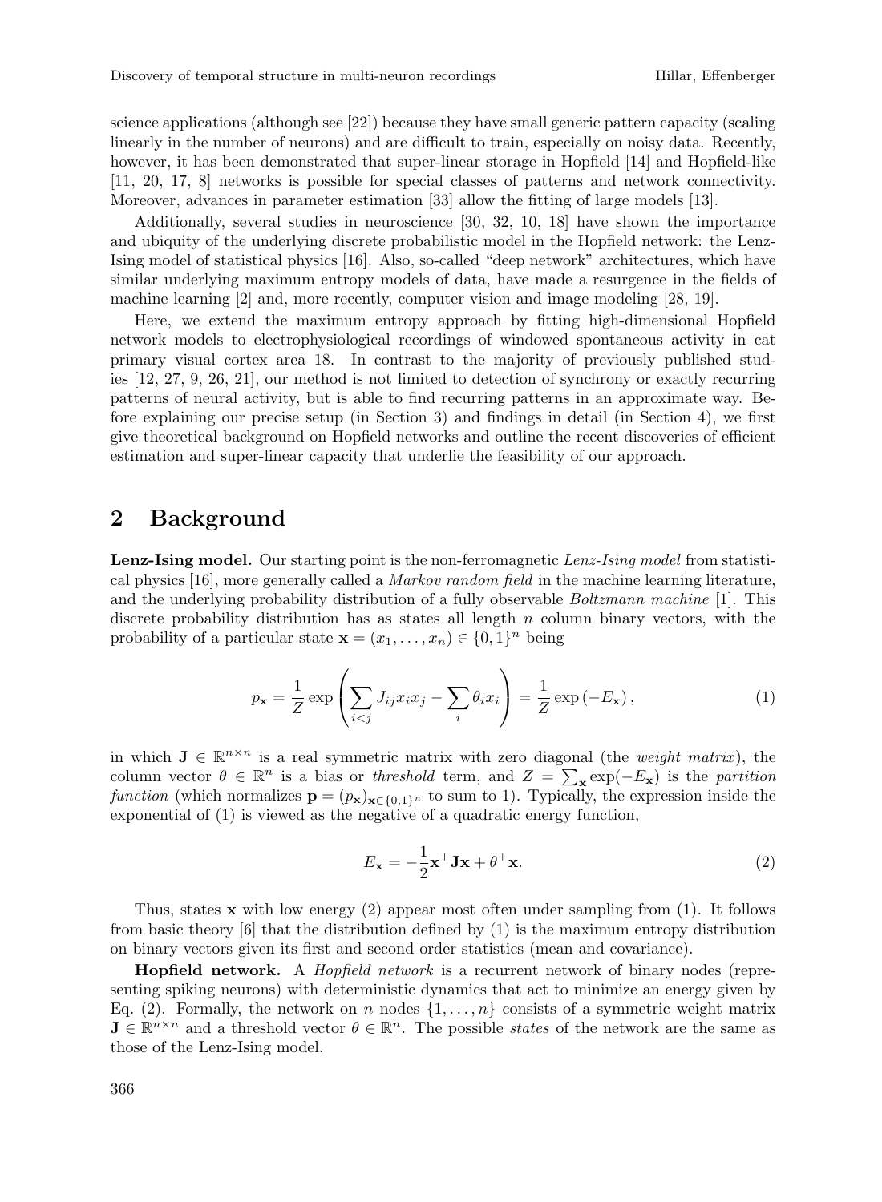science applications (although see [22]) because they have small generic pattern capacity (scaling linearly in the number of neurons) and are difficult to train, especially on noisy data. Recently, however, it has been demonstrated that super-linear storage in Hopfield [14] and Hopfield-like [11, 20, 17, 8] networks is possible for special classes of patterns and network connectivity. Moreover, advances in parameter estimation [33] allow the fitting of large models [13].

Additionally, several studies in neuroscience [30, 32, 10, 18] have shown the importance and ubiquity of the underlying discrete probabilistic model in the Hopfield network: the Lenz-Ising model of statistical physics [16]. Also, so-called "deep network" architectures, which have similar underlying maximum entropy models of data, have made a resurgence in the fields of machine learning [2] and, more recently, computer vision and image modeling [28, 19].

Here, we extend the maximum entropy approach by fitting high-dimensional Hopfield network models to electrophysiological recordings of windowed spontaneous activity in cat primary visual cortex area 18. In contrast to the majority of previously published studies [12, 27, 9, 26, 21], our method is not limited to detection of synchrony or exactly recurring patterns of neural activity, but is able to find recurring patterns in an approximate way. Before explaining our precise setup (in Section 3) and findings in detail (in Section 4), we first give theoretical background on Hopfield networks and outline the recent discoveries of efficient estimation and super-linear capacity that underlie the feasibility of our approach.

## 2 Background

**Lenz-Ising model.** Our starting point is the non-ferromagnetic *Lenz-Ising model* from statistical physics [16], more generally called a *Markov random field* in the machine learning literature, and the underlying probability distribution of a fully observable *Boltzmann machine* [1]. This discrete probability distribution has as states all length $n$ column binary vectors, with the probability of a particular state $\mathbf{x} = (x_1, \ldots, x_n) \in \{0,1\}^n$ being

$$p_{\mathbf{x}} = \frac{1}{Z} \exp\left( \sum_{i<j} J_{ij} x_i x_j - \sum_i \theta_i x_i \right) = \frac{1}{Z} \exp\left(-E_{\mathbf{x}}\right), \tag{1}$$

in which $\mathbf{J} \in \mathbb{R}^{n \times n}$ is a real symmetric matrix with zero diagonal (the *weight matrix*), the column vector $\theta \in \mathbb{R}^n$ is a bias or *threshold* term, and $Z = \sum_{\mathbf{x}} \exp(-E_{\mathbf{x}})$ is the *partition function* (which normalizes $\mathbf{p} = (p_{\mathbf{x}})_{\mathbf{x} \in \{0,1\}^n}$ to sum to 1). Typically, the expression inside the exponential of (1) is viewed as the negative of a quadratic energy function,

$$E_{\mathbf{x}} = -\frac{1}{2}\mathbf{x}^\top \mathbf{J} \mathbf{x} + \theta^\top \mathbf{x}. \tag{2}$$

Thus, states $\mathbf{x}$ with low energy (2) appear most often under sampling from (1). It follows from basic theory [6] that the distribution defined by (1) is the maximum entropy distribution on binary vectors given its first and second order statistics (mean and covariance).

**Hopfield network.** A *Hopfield network* is a recurrent network of binary nodes (representing spiking neurons) with deterministic dynamics that act to minimize an energy given by Eq. (2). Formally, the network on $n$ nodes $\{1, \ldots, n\}$ consists of a symmetric weight matrix $\mathbf{J} \in \mathbb{R}^{n \times n}$ and a threshold vector $\theta \in \mathbb{R}^n$. The possible *states* of the network are the same as those of the Lenz-Ising model.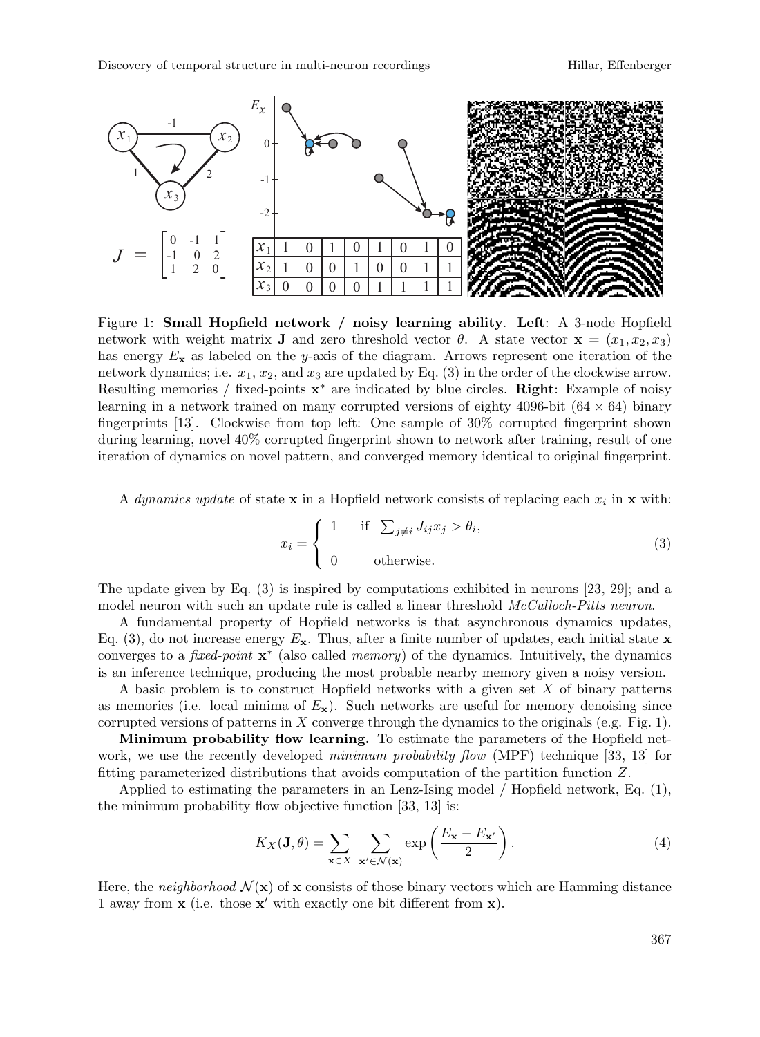Figure 1: **Small Hopfield network / noisy learning ability**. **Left**: A 3-node Hopfield network with weight matrix $\mathbf{J}$ and zero threshold vector $\theta$. A state vector $\mathbf{x} = (x_1, x_2, x_3)$ has energy $E_{\mathbf{x}}$ as labeled on the $y$-axis of the diagram. Arrows represent one iteration of the network dynamics; i.e. $x_1$, $x_2$, and $x_3$ are updated by Eq. (3) in the order of the clockwise arrow. Resulting memories / fixed-points $\mathbf{x}^*$ are indicated by blue circles. **Right**: Example of noisy learning in a network trained on many corrupted versions of eighty 4096-bit ($64 \times 64$) binary fingerprints [13]. Clockwise from top left: One sample of 30% corrupted fingerprint shown during learning, novel 40% corrupted fingerprint shown to network after training, result of one iteration of dynamics on novel pattern, and converged memory identical to original fingerprint.

A *dynamics update* of state $\mathbf{x}$ in a Hopfield network consists of replacing each $x_i$ in $\mathbf{x}$ with:

$$x_i = \begin{cases} 1 & \text{if } \sum_{j \neq i} J_{ij} x_j > \theta_i, \\ 0 & \text{otherwise.} \end{cases} \tag{3}$$

The update given by Eq. (3) is inspired by computations exhibited in neurons [23, 29]; and a model neuron with such an update rule is called a linear threshold *McCulloch-Pitts neuron*.

A fundamental property of Hopfield networks is that asynchronous dynamics updates, Eq. (3), do not increase energy $E_{\mathbf{x}}$. Thus, after a finite number of updates, each initial state $\mathbf{x}$ converges to a *fixed-point* $\mathbf{x}^*$ (also called *memory*) of the dynamics. Intuitively, the dynamics is an inference technique, producing the most probable nearby memory given a noisy version.

A basic problem is to construct Hopfield networks with a given set $X$ of binary patterns as memories (i.e. local minima of $E_{\mathbf{x}}$). Such networks are useful for memory denoising since corrupted versions of patterns in $X$ converge through the dynamics to the originals (e.g. Fig. 1).

**Minimum probability flow learning.** To estimate the parameters of the Hopfield network, we use the recently developed *minimum probability flow* (MPF) technique [33, 13] for fitting parameterized distributions that avoids computation of the partition function $Z$.

Applied to estimating the parameters in an Lenz-Ising model / Hopfield network, Eq. (1), the minimum probability flow objective function [33, 13] is:

$$K_X(\mathbf{J}, \theta) = \sum_{\mathbf{x} \in X} \sum_{\mathbf{x}' \in \mathcal{N}(\mathbf{x})} \exp\left(\frac{E_{\mathbf{x}} - E_{\mathbf{x}'}}{2}\right). \tag{4}$$

Here, the *neighborhood* $\mathcal{N}(\mathbf{x})$ of $\mathbf{x}$ consists of those binary vectors which are Hamming distance 1 away from $\mathbf{x}$ (i.e. those $\mathbf{x}'$ with exactly one bit different from $\mathbf{x}$).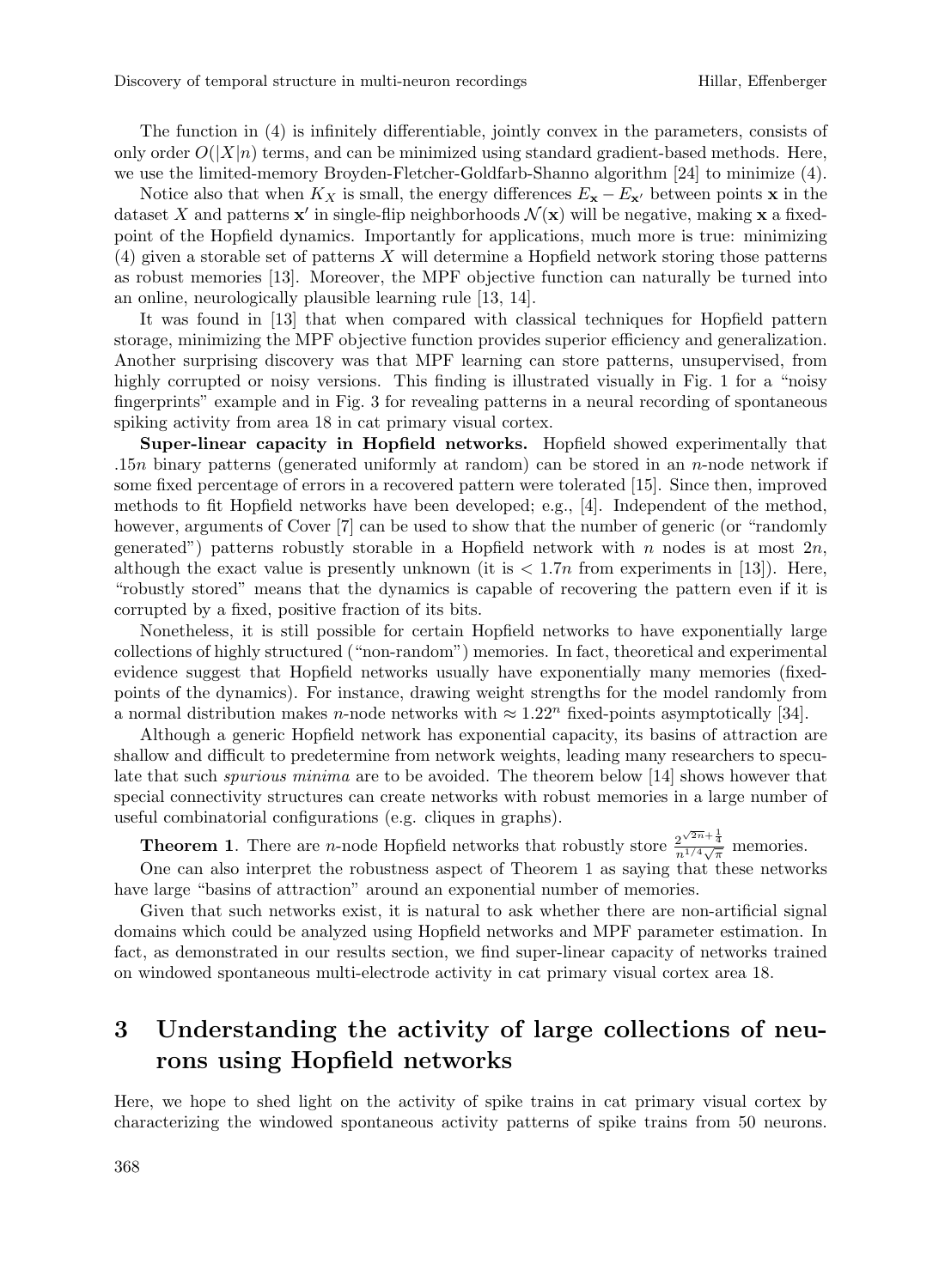The function in (4) is infinitely differentiable, jointly convex in the parameters, consists of only order $O(|X|n)$ terms, and can be minimized using standard gradient-based methods. Here, we use the limited-memory Broyden-Fletcher-Goldfarb-Shanno algorithm [24] to minimize (4).

Notice also that when $K_X$ is small, the energy differences $E_{\mathbf{x}} - E_{\mathbf{x}'}$ between points $\mathbf{x}$ in the dataset $X$ and patterns $\mathbf{x}'$ in single-flip neighborhoods $\mathcal{N}(\mathbf{x})$ will be negative, making $\mathbf{x}$ a fixed-point of the Hopfield dynamics. Importantly for applications, much more is true: minimizing (4) given a storable set of patterns $X$ will determine a Hopfield network storing those patterns as robust memories [13]. Moreover, the MPF objective function can naturally be turned into an online, neurologically plausible learning rule [13, 14].

It was found in [13] that when compared with classical techniques for Hopfield pattern storage, minimizing the MPF objective function provides superior efficiency and generalization. Another surprising discovery was that MPF learning can store patterns, unsupervised, from highly corrupted or noisy versions. This finding is illustrated visually in Fig. 1 for a "noisy fingerprints" example and in Fig. 3 for revealing patterns in a neural recording of spontaneous spiking activity from area 18 in cat primary visual cortex.

**Super-linear capacity in Hopfield networks.** Hopfield showed experimentally that $.15n$ binary patterns (generated uniformly at random) can be stored in an $n$-node network if some fixed percentage of errors in a recovered pattern were tolerated [15]. Since then, improved methods to fit Hopfield networks have been developed; e.g., [4]. Independent of the method, however, arguments of Cover [7] can be used to show that the number of generic (or "randomly generated") patterns robustly storable in a Hopfield network with $n$ nodes is at most $2n$, although the exact value is presently unknown (it is $< 1.7n$ from experiments in [13]). Here, "robustly stored" means that the dynamics is capable of recovering the pattern even if it is corrupted by a fixed, positive fraction of its bits.

Nonetheless, it is still possible for certain Hopfield networks to have exponentially large collections of highly structured ("non-random") memories. In fact, theoretical and experimental evidence suggest that Hopfield networks usually have exponentially many memories (fixed-points of the dynamics). For instance, drawing weight strengths for the model randomly from a normal distribution makes $n$-node networks with $\approx 1.22^n$ fixed-points asymptotically [34].

Although a generic Hopfield network has exponential capacity, its basins of attraction are shallow and difficult to predetermine from network weights, leading many researchers to speculate that such *spurious minima* are to be avoided. The theorem below [14] shows however that special connectivity structures can create networks with robust memories in a large number of useful combinatorial configurations (e.g. cliques in graphs).

**Theorem 1**. There are $n$-node Hopfield networks that robustly store $\frac{2^{\sqrt{2n}+\frac{1}{4}}}{n^{1/4}\sqrt{\pi}}$ memories.

One can also interpret the robustness aspect of Theorem 1 as saying that these networks have large "basins of attraction" around an exponential number of memories.

Given that such networks exist, it is natural to ask whether there are non-artificial signal domains which could be analyzed using Hopfield networks and MPF parameter estimation. In fact, as demonstrated in our results section, we find super-linear capacity of networks trained on windowed spontaneous multi-electrode activity in cat primary visual cortex area 18.

## 3 Understanding the activity of large collections of neurons using Hopfield networks

Here, we hope to shed light on the activity of spike trains in cat primary visual cortex by characterizing the windowed spontaneous activity patterns of spike trains from 50 neurons.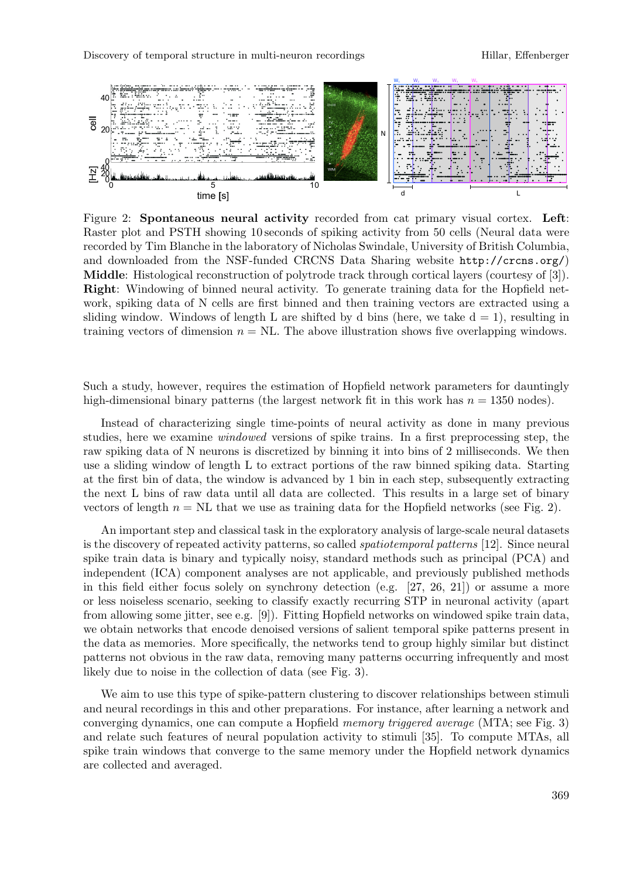Figure 2: **Spontaneous neural activity** recorded from cat primary visual cortex. **Left**: Raster plot and PSTH showing 10 seconds of spiking activity from 50 cells (Neural data were recorded by Tim Blanche in the laboratory of Nicholas Swindale, University of British Columbia, and downloaded from the NSF-funded CRCNS Data Sharing website `http://crcns.org/`) **Middle**: Histological reconstruction of polytrode track through cortical layers (courtesy of [3]). **Right**: Windowing of binned neural activity. To generate training data for the Hopfield network, spiking data of N cells are first binned and then training vectors are extracted using a sliding window. Windows of length L are shifted by d bins (here, we take d = 1), resulting in training vectors of dimension $n = \mathrm{NL}$. The above illustration shows five overlapping windows.

Such a study, however, requires the estimation of Hopfield network parameters for dauntingly high-dimensional binary patterns (the largest network fit in this work has $n = 1350$ nodes).

Instead of characterizing single time-points of neural activity as done in many previous studies, here we examine *windowed* versions of spike trains. In a first preprocessing step, the raw spiking data of N neurons is discretized by binning it into bins of 2 milliseconds. We then use a sliding window of length L to extract portions of the raw binned spiking data. Starting at the first bin of data, the window is advanced by 1 bin in each step, subsequently extracting the next L bins of raw data until all data are collected. This results in a large set of binary vectors of length $n = \mathrm{NL}$ that we use as training data for the Hopfield networks (see Fig. 2).

An important step and classical task in the exploratory analysis of large-scale neural datasets is the discovery of repeated activity patterns, so called *spatiotemporal patterns* [12]. Since neural spike train data is binary and typically noisy, standard methods such as principal (PCA) and independent (ICA) component analyses are not applicable, and previously published methods in this field either focus solely on synchrony detection (e.g. [27, 26, 21]) or assume a more or less noiseless scenario, seeking to classify exactly recurring STP in neuronal activity (apart from allowing some jitter, see e.g. [9]). Fitting Hopfield networks on windowed spike train data, we obtain networks that encode denoised versions of salient temporal spike patterns present in the data as memories. More specifically, the networks tend to group highly similar but distinct patterns not obvious in the raw data, removing many patterns occurring infrequently and most likely due to noise in the collection of data (see Fig. 3).

We aim to use this type of spike-pattern clustering to discover relationships between stimuli and neural recordings in this and other preparations. For instance, after learning a network and converging dynamics, one can compute a Hopfield *memory triggered average* (MTA; see Fig. 3) and relate such features of neural population activity to stimuli [35]. To compute MTAs, all spike train windows that converge to the same memory under the Hopfield network dynamics are collected and averaged.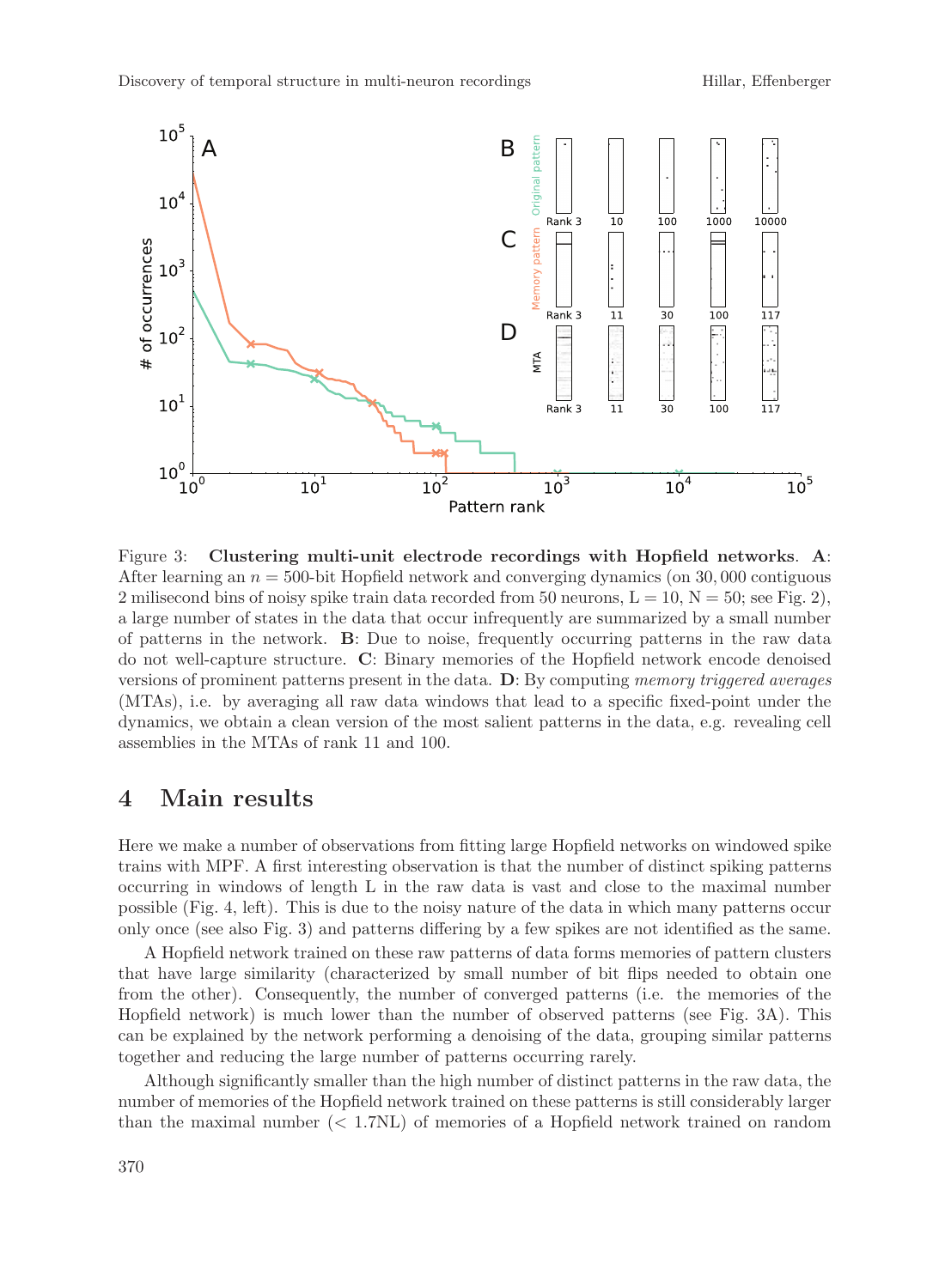Figure 3: **Clustering multi-unit electrode recordings with Hopfield networks**. **A**: After learning an $n = 500$-bit Hopfield network and converging dynamics (on 30,000 contiguous 2 milisecond bins of noisy spike train data recorded from 50 neurons, L = 10, N = 50; see Fig. 2), a large number of states in the data that occur infrequently are summarized by a small number of patterns in the network. **B**: Due to noise, frequently occurring patterns in the raw data do not well-capture structure. **C**: Binary memories of the Hopfield network encode denoised versions of prominent patterns present in the data. **D**: By computing *memory triggered averages* (MTAs), i.e. by averaging all raw data windows that lead to a specific fixed-point under the dynamics, we obtain a clean version of the most salient patterns in the data, e.g. revealing cell assemblies in the MTAs of rank 11 and 100.

## 4 Main results

Here we make a number of observations from fitting large Hopfield networks on windowed spike trains with MPF. A first interesting observation is that the number of distinct spiking patterns occurring in windows of length L in the raw data is vast and close to the maximal number possible (Fig. 4, left). This is due to the noisy nature of the data in which many patterns occur only once (see also Fig. 3) and patterns differing by a few spikes are not identified as the same.

A Hopfield network trained on these raw patterns of data forms memories of pattern clusters that have large similarity (characterized by small number of bit flips needed to obtain one from the other). Consequently, the number of converged patterns (i.e. the memories of the Hopfield network) is much lower than the number of observed patterns (see Fig. 3A). This can be explained by the network performing a denoising of the data, grouping similar patterns together and reducing the large number of patterns occurring rarely.

Although significantly smaller than the high number of distinct patterns in the raw data, the number of memories of the Hopfield network trained on these patterns is still considerably larger than the maximal number ($< 1.7$NL) of memories of a Hopfield network trained on random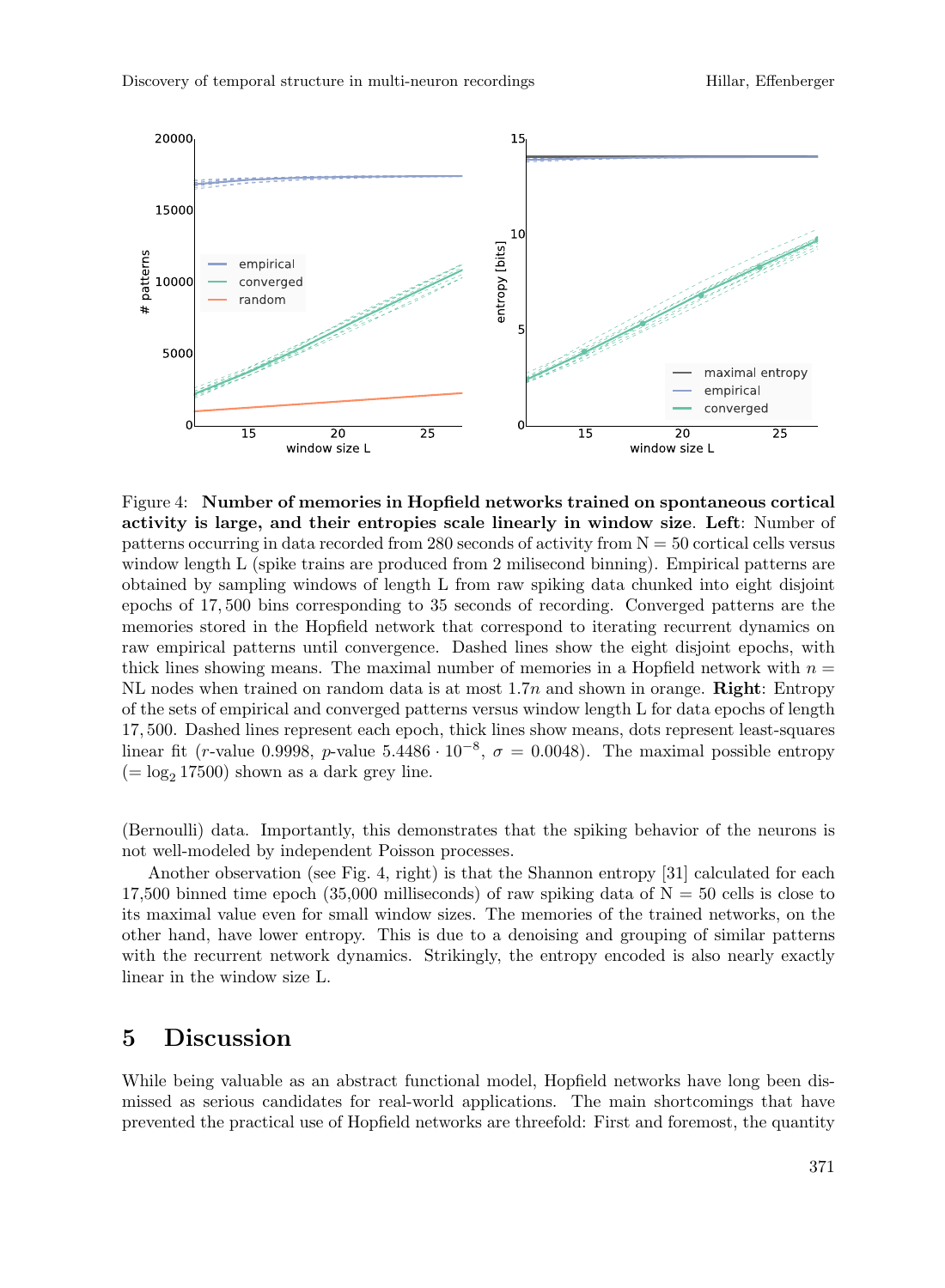Figure 4: **Number of memories in Hopfield networks trained on spontaneous cortical activity is large, and their entropies scale linearly in window size**. **Left**: Number of patterns occurring in data recorded from 280 seconds of activity from N = 50 cortical cells versus window length L (spike trains are produced from 2 milisecond binning). Empirical patterns are obtained by sampling windows of length L from raw spiking data chunked into eight disjoint epochs of 17,500 bins corresponding to 35 seconds of recording. Converged patterns are the memories stored in the Hopfield network that correspond to iterating recurrent dynamics on raw empirical patterns until convergence. Dashed lines show the eight disjoint epochs, with thick lines showing means. The maximal number of memories in a Hopfield network with $n =$ NL nodes when trained on random data is at most $1.7n$ and shown in orange. **Right**: Entropy of the sets of empirical and converged patterns versus window length L for data epochs of length 17,500. Dashed lines represent each epoch, thick lines show means, dots represent least-squares linear fit ($r$-value 0.9998, $p$-value $5.4486 \cdot 10^{-8}$, $\sigma = 0.0048$). The maximal possible entropy ($= \log_2 17500$) shown as a dark grey line.

(Bernoulli) data. Importantly, this demonstrates that the spiking behavior of the neurons is not well-modeled by independent Poisson processes.

Another observation (see Fig. 4, right) is that the Shannon entropy [31] calculated for each 17,500 binned time epoch (35,000 milliseconds) of raw spiking data of N = 50 cells is close to its maximal value even for small window sizes. The memories of the trained networks, on the other hand, have lower entropy. This is due to a denoising and grouping of similar patterns with the recurrent network dynamics. Strikingly, the entropy encoded is also nearly exactly linear in the window size L.

## 5 Discussion

While being valuable as an abstract functional model, Hopfield networks have long been dismissed as serious candidates for real-world applications. The main shortcomings that have prevented the practical use of Hopfield networks are threefold: First and foremost, the quantity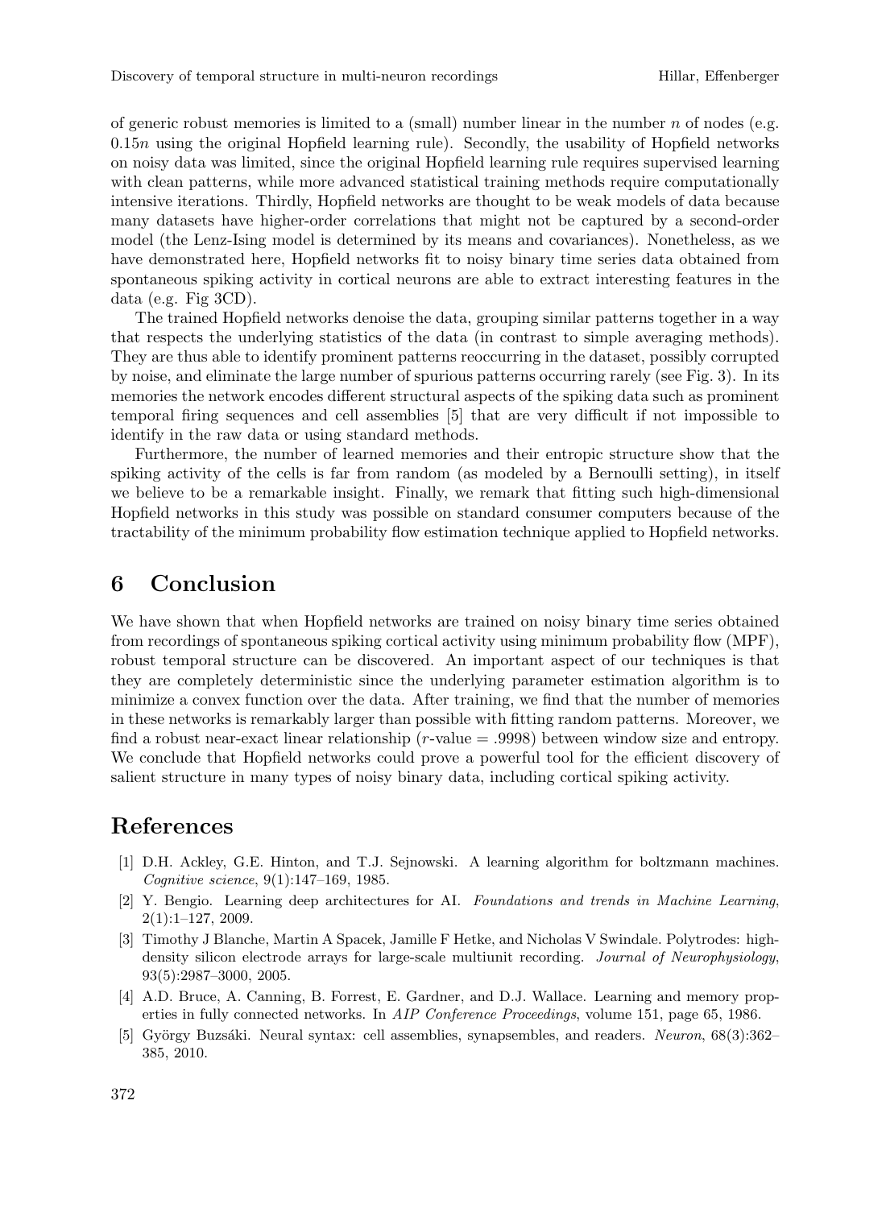of generic robust memories is limited to a (small) number linear in the number $n$ of nodes (e.g. $0.15n$ using the original Hopfield learning rule). Secondly, the usability of Hopfield networks on noisy data was limited, since the original Hopfield learning rule requires supervised learning with clean patterns, while more advanced statistical training methods require computationally intensive iterations. Thirdly, Hopfield networks are thought to be weak models of data because many datasets have higher-order correlations that might not be captured by a second-order model (the Lenz-Ising model is determined by its means and covariances). Nonetheless, as we have demonstrated here, Hopfield networks fit to noisy binary time series data obtained from spontaneous spiking activity in cortical neurons are able to extract interesting features in the data (e.g. Fig 3CD).

The trained Hopfield networks denoise the data, grouping similar patterns together in a way that respects the underlying statistics of the data (in contrast to simple averaging methods). They are thus able to identify prominent patterns reoccurring in the dataset, possibly corrupted by noise, and eliminate the large number of spurious patterns occurring rarely (see Fig. 3). In its memories the network encodes different structural aspects of the spiking data such as prominent temporal firing sequences and cell assemblies [5] that are very difficult if not impossible to identify in the raw data or using standard methods.

Furthermore, the number of learned memories and their entropic structure show that the spiking activity of the cells is far from random (as modeled by a Bernoulli setting), in itself we believe to be a remarkable insight. Finally, we remark that fitting such high-dimensional Hopfield networks in this study was possible on standard consumer computers because of the tractability of the minimum probability flow estimation technique applied to Hopfield networks.

# 6 Conclusion

We have shown that when Hopfield networks are trained on noisy binary time series obtained from recordings of spontaneous spiking cortical activity using minimum probability flow (MPF), robust temporal structure can be discovered. An important aspect of our techniques is that they are completely deterministic since the underlying parameter estimation algorithm is to minimize a convex function over the data. After training, we find that the number of memories in these networks is remarkably larger than possible with fitting random patterns. Moreover, we find a robust near-exact linear relationship ($r$-value = .9998) between window size and entropy. We conclude that Hopfield networks could prove a powerful tool for the efficient discovery of salient structure in many types of noisy binary data, including cortical spiking activity.

# References

[1] D.H. Ackley, G.E. Hinton, and T.J. Sejnowski. A learning algorithm for boltzmann machines. *Cognitive science*, 9(1):147–169, 1985.

[2] Y. Bengio. Learning deep architectures for AI. *Foundations and trends in Machine Learning*, 2(1):1–127, 2009.

[3] Timothy J Blanche, Martin A Spacek, Jamille F Hetke, and Nicholas V Swindale. Polytrodes: high-density silicon electrode arrays for large-scale multiunit recording. *Journal of Neurophysiology*, 93(5):2987–3000, 2005.

[4] A.D. Bruce, A. Canning, B. Forrest, E. Gardner, and D.J. Wallace. Learning and memory properties in fully connected networks. In *AIP Conference Proceedings*, volume 151, page 65, 1986.

[5] György Buzsáki. Neural syntax: cell assemblies, synapsembles, and readers. *Neuron*, 68(3):362–385, 2010.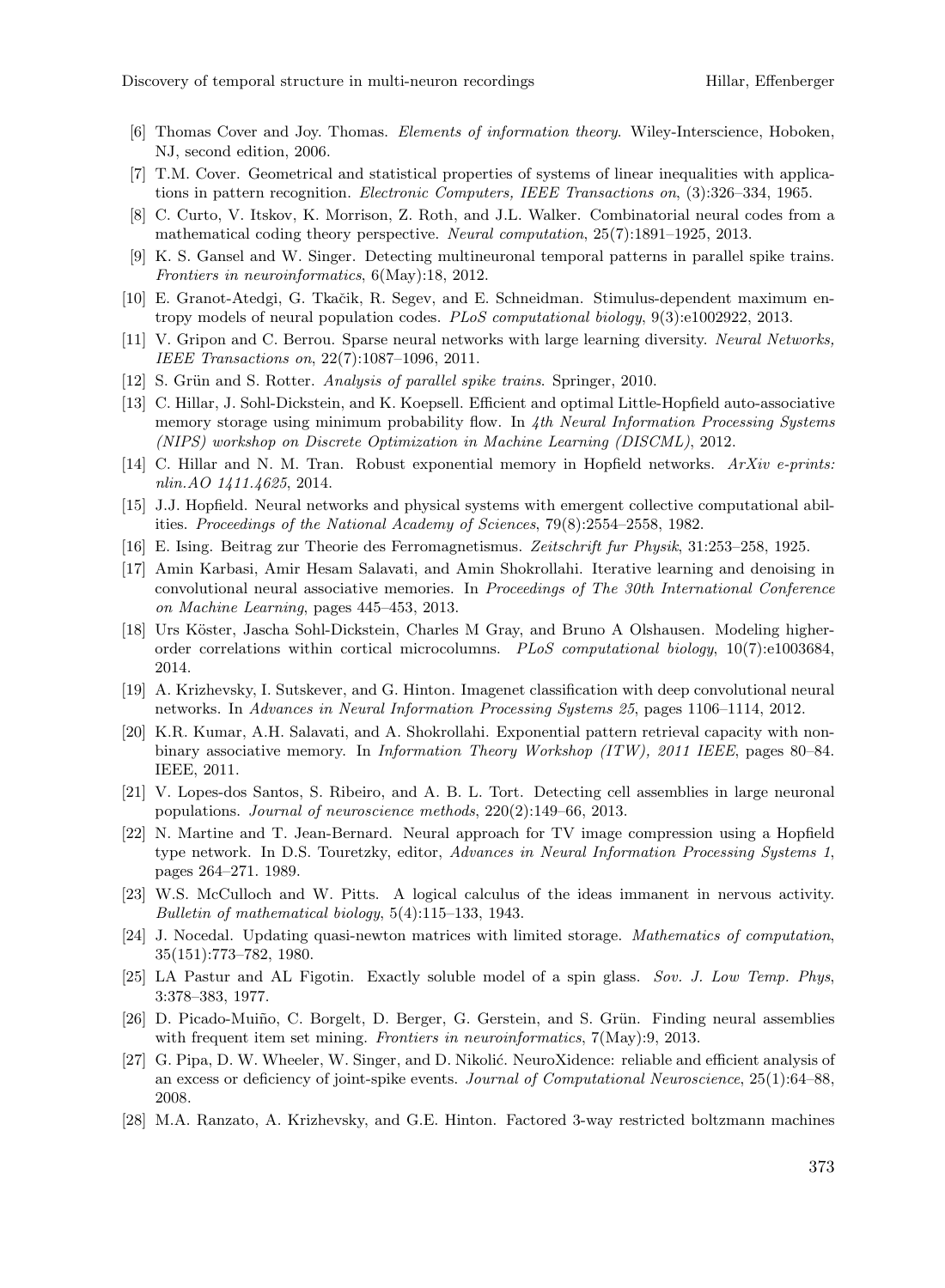- [6] Thomas Cover and Joy. Thomas. *Elements of information theory*. Wiley-Interscience, Hoboken, NJ, second edition, 2006.
- [7] T.M. Cover. Geometrical and statistical properties of systems of linear inequalities with applications in pattern recognition. *Electronic Computers, IEEE Transactions on*, (3):326–334, 1965.
- [8] C. Curto, V. Itskov, K. Morrison, Z. Roth, and J.L. Walker. Combinatorial neural codes from a mathematical coding theory perspective. *Neural computation*, 25(7):1891–1925, 2013.
- [9] K. S. Gansel and W. Singer. Detecting multineuronal temporal patterns in parallel spike trains. *Frontiers in neuroinformatics*, 6(May):18, 2012.
- [10] E. Granot-Atedgi, G. Tkačik, R. Segev, and E. Schneidman. Stimulus-dependent maximum entropy models of neural population codes. *PLoS computational biology*, 9(3):e1002922, 2013.
- [11] V. Gripon and C. Berrou. Sparse neural networks with large learning diversity. *Neural Networks, IEEE Transactions on*, 22(7):1087–1096, 2011.
- [12] S. Grün and S. Rotter. *Analysis of parallel spike trains*. Springer, 2010.
- [13] C. Hillar, J. Sohl-Dickstein, and K. Koepsell. Efficient and optimal Little-Hopfield auto-associative memory storage using minimum probability flow. In *4th Neural Information Processing Systems (NIPS) workshop on Discrete Optimization in Machine Learning (DISCML)*, 2012.
- [14] C. Hillar and N. M. Tran. Robust exponential memory in Hopfield networks. *ArXiv e-prints: nlin.AO 1411.4625*, 2014.
- [15] J.J. Hopfield. Neural networks and physical systems with emergent collective computational abilities. *Proceedings of the National Academy of Sciences*, 79(8):2554–2558, 1982.
- [16] E. Ising. Beitrag zur Theorie des Ferromagnetismus. *Zeitschrift fur Physik*, 31:253–258, 1925.
- [17] Amin Karbasi, Amir Hesam Salavati, and Amin Shokrollahi. Iterative learning and denoising in convolutional neural associative memories. In *Proceedings of The 30th International Conference on Machine Learning*, pages 445–453, 2013.
- [18] Urs Köster, Jascha Sohl-Dickstein, Charles M Gray, and Bruno A Olshausen. Modeling higher-order correlations within cortical microcolumns. *PLoS computational biology*, 10(7):e1003684, 2014.
- [19] A. Krizhevsky, I. Sutskever, and G. Hinton. Imagenet classification with deep convolutional neural networks. In *Advances in Neural Information Processing Systems 25*, pages 1106–1114, 2012.
- [20] K.R. Kumar, A.H. Salavati, and A. Shokrollahi. Exponential pattern retrieval capacity with non-binary associative memory. In *Information Theory Workshop (ITW), 2011 IEEE*, pages 80–84. IEEE, 2011.
- [21] V. Lopes-dos Santos, S. Ribeiro, and A. B. L. Tort. Detecting cell assemblies in large neuronal populations. *Journal of neuroscience methods*, 220(2):149–66, 2013.
- [22] N. Martine and T. Jean-Bernard. Neural approach for TV image compression using a Hopfield type network. In D.S. Touretzky, editor, *Advances in Neural Information Processing Systems 1*, pages 264–271. 1989.
- [23] W.S. McCulloch and W. Pitts. A logical calculus of the ideas immanent in nervous activity. *Bulletin of mathematical biology*, 5(4):115–133, 1943.
- [24] J. Nocedal. Updating quasi-newton matrices with limited storage. *Mathematics of computation*, 35(151):773–782, 1980.
- [25] LA Pastur and AL Figotin. Exactly soluble model of a spin glass. *Sov. J. Low Temp. Phys*, 3:378–383, 1977.
- [26] D. Picado-Muiño, C. Borgelt, D. Berger, G. Gerstein, and S. Grün. Finding neural assemblies with frequent item set mining. *Frontiers in neuroinformatics*, 7(May):9, 2013.
- [27] G. Pipa, D. W. Wheeler, W. Singer, and D. Nikolić. NeuroXidence: reliable and efficient analysis of an excess or deficiency of joint-spike events. *Journal of Computational Neuroscience*, 25(1):64–88, 2008.
- [28] M.A. Ranzato, A. Krizhevsky, and G.E. Hinton. Factored 3-way restricted boltzmann machines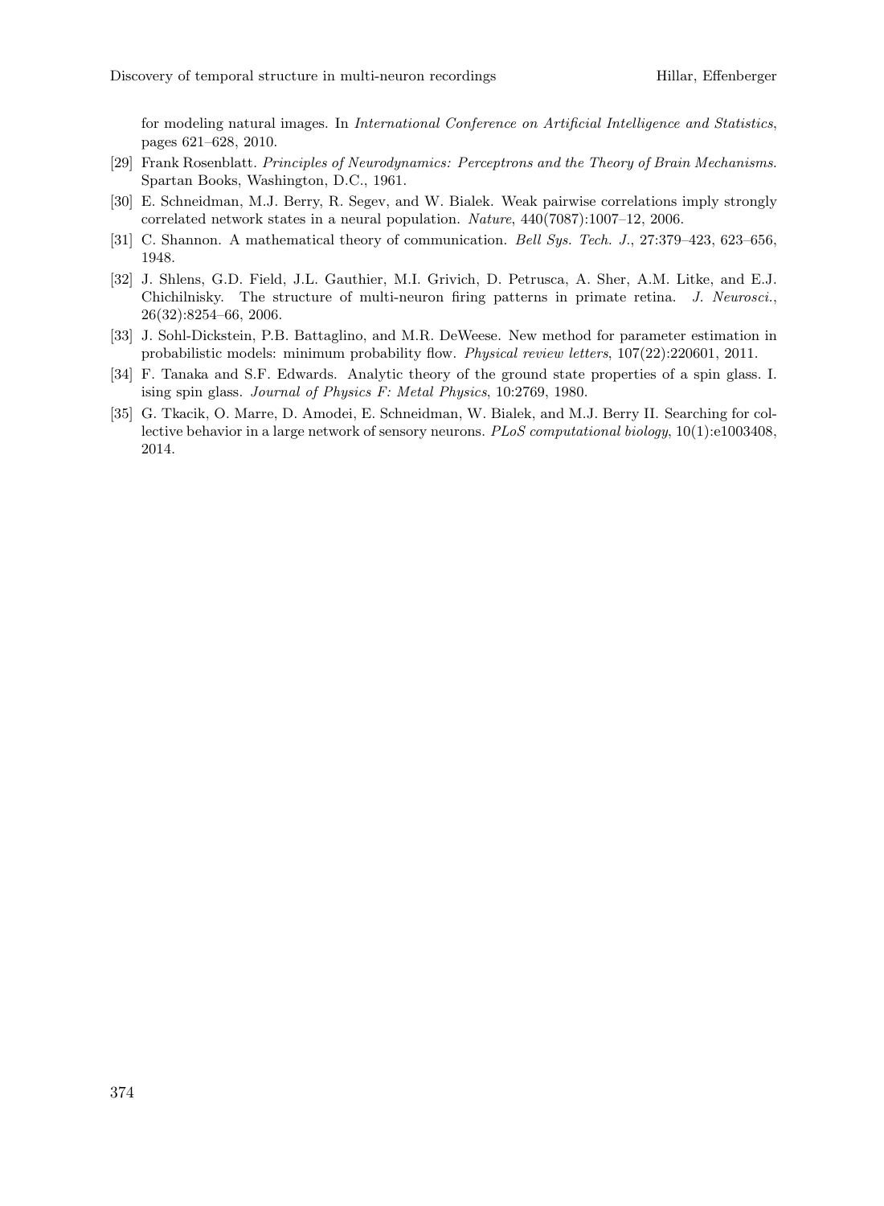for modeling natural images. In *International Conference on Artificial Intelligence and Statistics*, pages 621–628, 2010.

[29] Frank Rosenblatt. *Principles of Neurodynamics: Perceptrons and the Theory of Brain Mechanisms.* Spartan Books, Washington, D.C., 1961.

[30] E. Schneidman, M.J. Berry, R. Segev, and W. Bialek. Weak pairwise correlations imply strongly correlated network states in a neural population. *Nature*, 440(7087):1007–12, 2006.

[31] C. Shannon. A mathematical theory of communication. *Bell Sys. Tech. J.*, 27:379–423, 623–656, 1948.

[32] J. Shlens, G.D. Field, J.L. Gauthier, M.I. Grivich, D. Petrusca, A. Sher, A.M. Litke, and E.J. Chichilnisky. The structure of multi-neuron firing patterns in primate retina. *J. Neurosci.*, 26(32):8254–66, 2006.

[33] J. Sohl-Dickstein, P.B. Battaglino, and M.R. DeWeese. New method for parameter estimation in probabilistic models: minimum probability flow. *Physical review letters*, 107(22):220601, 2011.

[34] F. Tanaka and S.F. Edwards. Analytic theory of the ground state properties of a spin glass. I. ising spin glass. *Journal of Physics F: Metal Physics*, 10:2769, 1980.

[35] G. Tkacik, O. Marre, D. Amodei, E. Schneidman, W. Bialek, and M.J. Berry II. Searching for collective behavior in a large network of sensory neurons. *PLoS computational biology*, 10(1):e1003408, 2014.